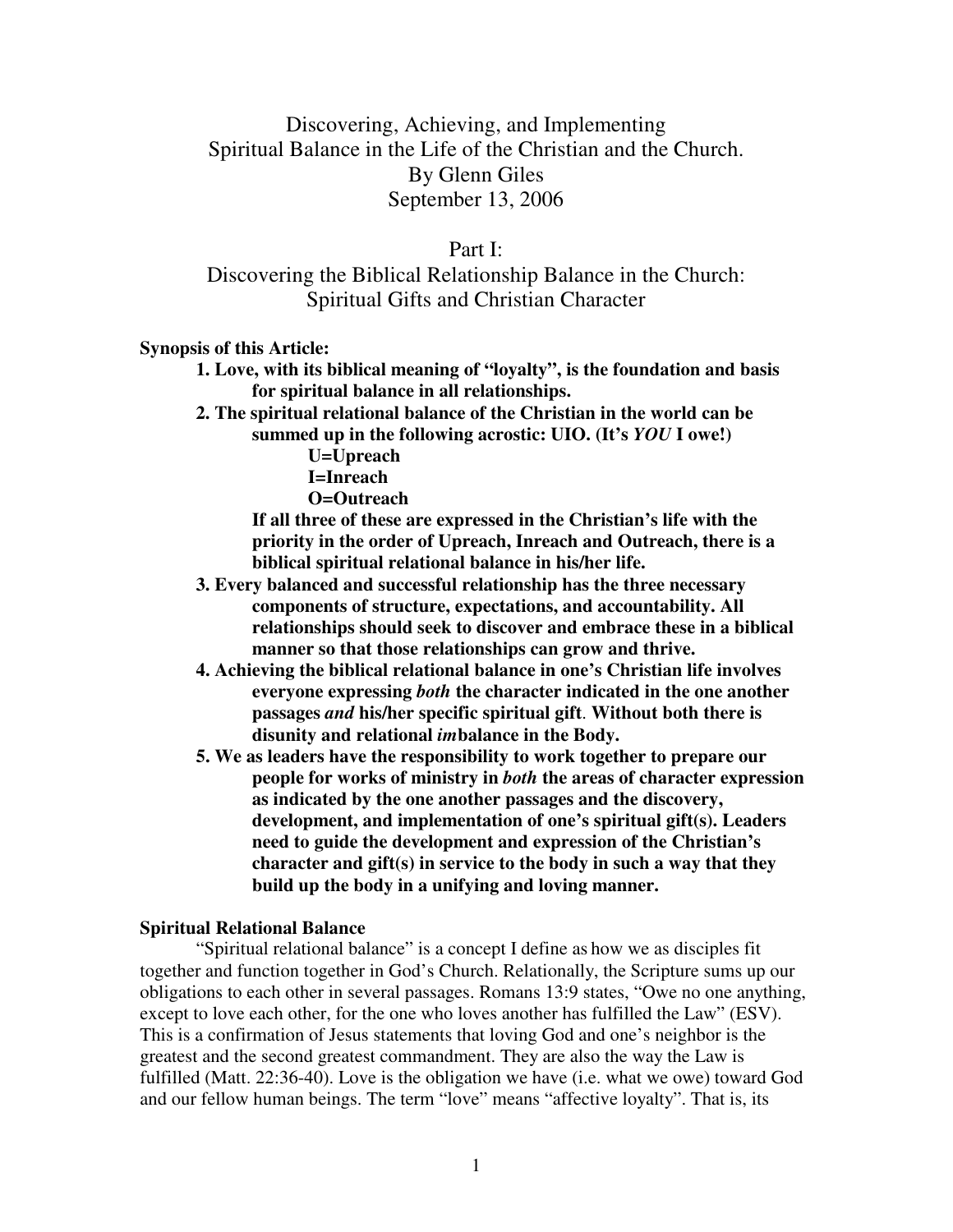# Discovering, Achieving, and Implementing Spiritual Balance in the Life of the Christian and the Church.

By Glenn Giles

September 13, 2006

## Part I: Discovering the Biblical Relationship Balance in the Church: Spiritual Gifts and Christian Character

**Synopsis of this Article:**

1. **Love, with its biblical meaning of "loyalty", is the foundation and basis for spiritual balance in all relationships.**
2. **The spiritual relational balance of the Christian in the world can be summed up in the following acrostic: UIO. (It's *YOU* I owe!)**

   **U=Upreach**
   **I=Inreach**
   **O=Outreach**

   **If all three of these are expressed in the Christian's life with the priority in the order of Upreach, Inreach and Outreach, there is a biblical spiritual relational balance in his/her life.**
3. **Every balanced and successful relationship has the three necessary components of structure, expectations, and accountability. All relationships should seek to discover and embrace these in a biblical manner so that those relationships can grow and thrive.**
4. **Achieving the biblical relational balance in one's Christian life involves everyone expressing *both* the character indicated in the one another passages *and* his/her specific spiritual gift. Without both there is disunity and relational *im*balance in the Body.**
5. **We as leaders have the responsibility to work together to prepare our people for works of ministry in *both* the areas of character expression as indicated by the one another passages and the discovery, development, and implementation of one's spiritual gift(s). Leaders need to guide the development and expression of the Christian's character and gift(s) in service to the body in such a way that they build up the body in a unifying and loving manner.**

**Spiritual Relational Balance**

"Spiritual relational balance" is a concept I define as how we as disciples fit together and function together in God's Church. Relationally, the Scripture sums up our obligations to each other in several passages. Romans 13:9 states, "Owe no one anything, except to love each other, for the one who loves another has fulfilled the Law" (ESV). This is a confirmation of Jesus statements that loving God and one's neighbor is the greatest and the second greatest commandment. They are also the way the Law is fulfilled (Matt. 22:36-40). Love is the obligation we have (i.e. what we owe) toward God and our fellow human beings. The term "love" means "affective loyalty". That is, its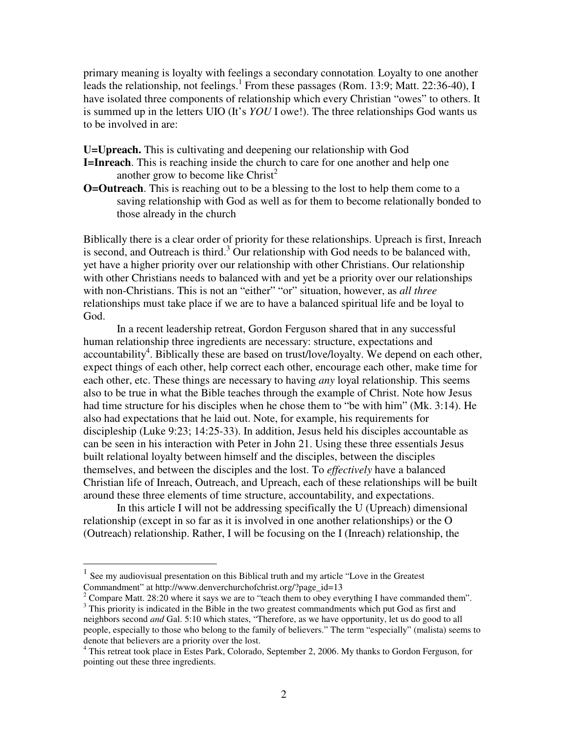primary meaning is loyalty with feelings a secondary connotation. Loyalty to one another leads the relationship, not feelings.[1] From these passages (Rom. 13:9; Matt. 22:36-40), I have isolated three components of relationship which every Christian "owes" to others. It is summed up in the letters UIO (It's *YOU* I owe!). The three relationships God wants us to be involved in are:

**U=Upreach.** This is cultivating and deepening our relationship with God

**I=Inreach**. This is reaching inside the church to care for one another and help one another grow to become like Christ[2]

**O=Outreach**. This is reaching out to be a blessing to the lost to help them come to a saving relationship with God as well as for them to become relationally bonded to those already in the church

Biblically there is a clear order of priority for these relationships. Upreach is first, Inreach is second, and Outreach is third.[3] Our relationship with God needs to be balanced with, yet have a higher priority over our relationship with other Christians. Our relationship with other Christians needs to balanced with and yet be a priority over our relationships with non-Christians. This is not an "either" "or" situation, however, as *all three* relationships must take place if we are to have a balanced spiritual life and be loyal to God.

In a recent leadership retreat, Gordon Ferguson shared that in any successful human relationship three ingredients are necessary: structure, expectations and accountability[4]. Biblically these are based on trust/love/loyalty. We depend on each other, expect things of each other, help correct each other, encourage each other, make time for each other, etc. These things are necessary to having *any* loyal relationship. This seems also to be true in what the Bible teaches through the example of Christ. Note how Jesus had time structure for his disciples when he chose them to "be with him" (Mk. 3:14). He also had expectations that he laid out. Note, for example, his requirements for discipleship (Luke 9:23; 14:25-33). In addition, Jesus held his disciples accountable as can be seen in his interaction with Peter in John 21. Using these three essentials Jesus built relational loyalty between himself and the disciples, between the disciples themselves, and between the disciples and the lost. To *effectively* have a balanced Christian life of Inreach, Outreach, and Upreach, each of these relationships will be built around these three elements of time structure, accountability, and expectations.

In this article I will not be addressing specifically the U (Upreach) dimensional relationship (except in so far as it is involved in one another relationships) or the O (Outreach) relationship. Rather, I will be focusing on the I (Inreach) relationship, the

---

[1] See my audiovisual presentation on this Biblical truth and my article "Love in the Greatest Commandment" at http://www.denverchurchofchrist.org/?page_id=13

[2] Compare Matt. 28:20 where it says we are to "teach them to obey everything I have commanded them".

[3] This priority is indicated in the Bible in the two greatest commandments which put God as first and neighbors second *and* Gal. 5:10 which states, "Therefore, as we have opportunity, let us do good to all people, especially to those who belong to the family of believers." The term "especially" (malista) seems to denote that believers are a priority over the lost.

[4] This retreat took place in Estes Park, Colorado, September 2, 2006. My thanks to Gordon Ferguson, for pointing out these three ingredients.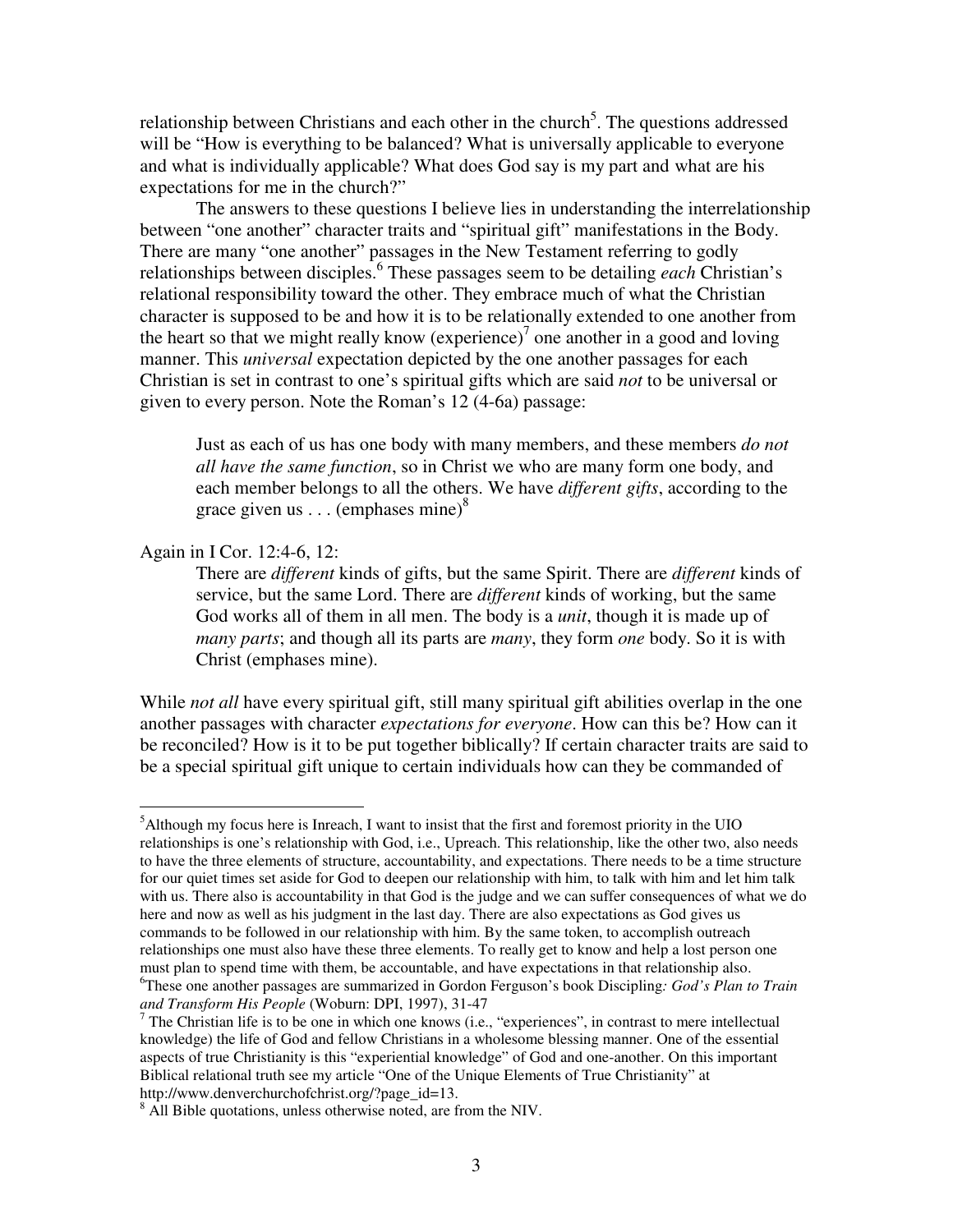relationship between Christians and each other in the church[5]. The questions addressed will be "How is everything to be balanced? What is universally applicable to everyone and what is individually applicable? What does God say is my part and what are his expectations for me in the church?"

The answers to these questions I believe lies in understanding the interrelationship between "one another" character traits and "spiritual gift" manifestations in the Body. There are many "one another" passages in the New Testament referring to godly relationships between disciples.[6] These passages seem to be detailing *each* Christian's relational responsibility toward the other. They embrace much of what the Christian character is supposed to be and how it is to be relationally extended to one another from the heart so that we might really know (experience)[7] one another in a good and loving manner. This *universal* expectation depicted by the one another passages for each Christian is set in contrast to one's spiritual gifts which are said *not* to be universal or given to every person. Note the Roman's 12 (4-6a) passage:

> Just as each of us has one body with many members, and these members *do not all have the same function*, so in Christ we who are many form one body, and each member belongs to all the others. We have *different gifts*, according to the grace given us . . . (emphases mine)[8]

Again in I Cor. 12:4-6, 12:

> There are *different* kinds of gifts, but the same Spirit. There are *different* kinds of service, but the same Lord. There are *different* kinds of working, but the same God works all of them in all men. The body is a *unit*, though it is made up of *many parts*; and though all its parts are *many*, they form *one* body. So it is with Christ (emphases mine).

While *not all* have every spiritual gift, still many spiritual gift abilities overlap in the one another passages with character *expectations for everyone*. How can this be? How can it be reconciled? How is it to be put together biblically? If certain character traits are said to be a special spiritual gift unique to certain individuals how can they be commanded of

---

[5]Although my focus here is Inreach, I want to insist that the first and foremost priority in the UIO relationships is one's relationship with God, i.e., Upreach. This relationship, like the other two, also needs to have the three elements of structure, accountability, and expectations. There needs to be a time structure for our quiet times set aside for God to deepen our relationship with him, to talk with him and let him talk with us. There also is accountability in that God is the judge and we can suffer consequences of what we do here and now as well as his judgment in the last day. There are also expectations as God gives us commands to be followed in our relationship with him. By the same token, to accomplish outreach relationships one must also have these three elements. To really get to know and help a lost person one must plan to spend time with them, be accountable, and have expectations in that relationship also.

[6]These one another passages are summarized in Gordon Ferguson's book Discipling*: God's Plan to Train and Transform His People* (Woburn: DPI, 1997), 31-47

[7] The Christian life is to be one in which one knows (i.e., "experiences", in contrast to mere intellectual knowledge) the life of God and fellow Christians in a wholesome blessing manner. One of the essential aspects of true Christianity is this "experiential knowledge" of God and one-another. On this important Biblical relational truth see my article "One of the Unique Elements of True Christianity" at http://www.denverchurchofchrist.org/?page_id=13.

[8] All Bible quotations, unless otherwise noted, are from the NIV.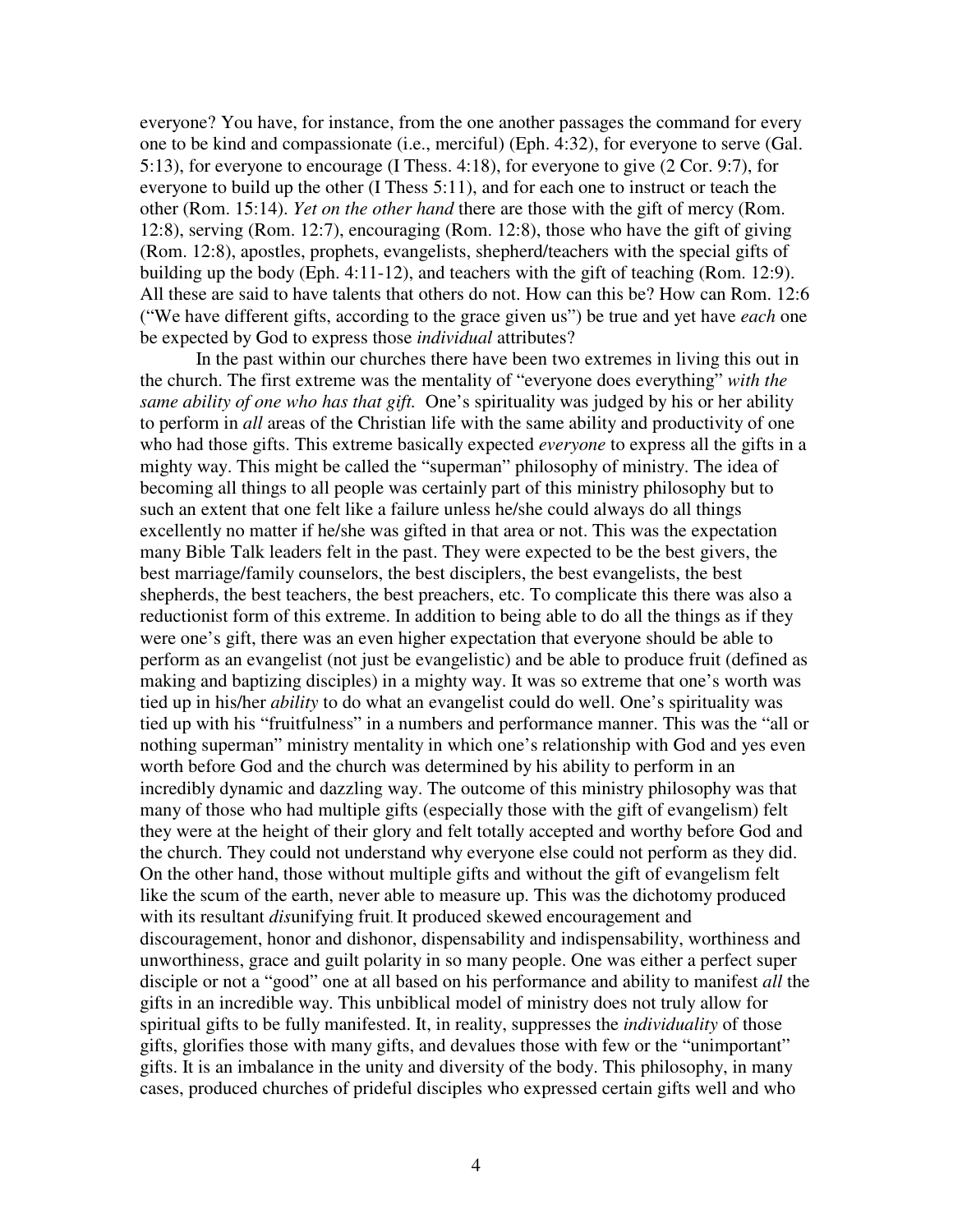everyone? You have, for instance, from the one another passages the command for every one to be kind and compassionate (i.e., merciful) (Eph. 4:32), for everyone to serve (Gal. 5:13), for everyone to encourage (I Thess. 4:18), for everyone to give (2 Cor. 9:7), for everyone to build up the other (I Thess 5:11), and for each one to instruct or teach the other (Rom. 15:14). *Yet on the other hand* there are those with the gift of mercy (Rom. 12:8), serving (Rom. 12:7), encouraging (Rom. 12:8), those who have the gift of giving (Rom. 12:8), apostles, prophets, evangelists, shepherd/teachers with the special gifts of building up the body (Eph. 4:11-12), and teachers with the gift of teaching (Rom. 12:9). All these are said to have talents that others do not. How can this be? How can Rom. 12:6 ("We have different gifts, according to the grace given us") be true and yet have *each* one be expected by God to express those *individual* attributes?

In the past within our churches there have been two extremes in living this out in the church. The first extreme was the mentality of "everyone does everything" *with the same ability of one who has that gift.* One's spirituality was judged by his or her ability to perform in *all* areas of the Christian life with the same ability and productivity of one who had those gifts. This extreme basically expected *everyone* to express all the gifts in a mighty way. This might be called the "superman" philosophy of ministry. The idea of becoming all things to all people was certainly part of this ministry philosophy but to such an extent that one felt like a failure unless he/she could always do all things excellently no matter if he/she was gifted in that area or not. This was the expectation many Bible Talk leaders felt in the past. They were expected to be the best givers, the best marriage/family counselors, the best disciplers, the best evangelists, the best shepherds, the best teachers, the best preachers, etc. To complicate this there was also a reductionist form of this extreme. In addition to being able to do all the things as if they were one's gift, there was an even higher expectation that everyone should be able to perform as an evangelist (not just be evangelistic) and be able to produce fruit (defined as making and baptizing disciples) in a mighty way. It was so extreme that one's worth was tied up in his/her *ability* to do what an evangelist could do well. One's spirituality was tied up with his "fruitfulness" in a numbers and performance manner. This was the "all or nothing superman" ministry mentality in which one's relationship with God and yes even worth before God and the church was determined by his ability to perform in an incredibly dynamic and dazzling way. The outcome of this ministry philosophy was that many of those who had multiple gifts (especially those with the gift of evangelism) felt they were at the height of their glory and felt totally accepted and worthy before God and the church. They could not understand why everyone else could not perform as they did. On the other hand, those without multiple gifts and without the gift of evangelism felt like the scum of the earth, never able to measure up. This was the dichotomy produced with its resultant *dis*unifying fruit. It produced skewed encouragement and discouragement, honor and dishonor, dispensability and indispensability, worthiness and unworthiness, grace and guilt polarity in so many people. One was either a perfect super disciple or not a "good" one at all based on his performance and ability to manifest *all* the gifts in an incredible way. This unbiblical model of ministry does not truly allow for spiritual gifts to be fully manifested. It, in reality, suppresses the *individuality* of those gifts, glorifies those with many gifts, and devalues those with few or the "unimportant" gifts. It is an imbalance in the unity and diversity of the body. This philosophy, in many cases, produced churches of prideful disciples who expressed certain gifts well and who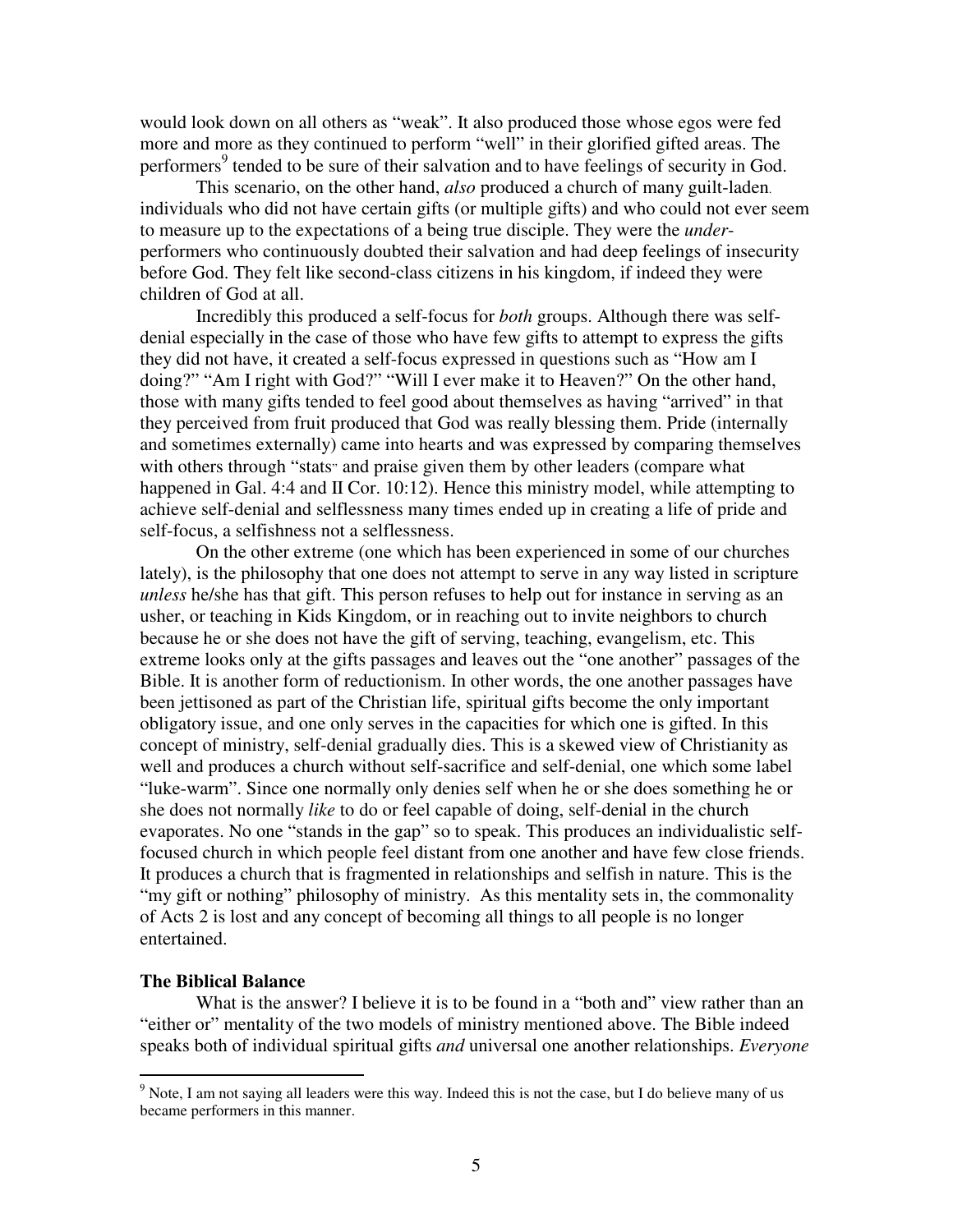would look down on all others as "weak". It also produced those whose egos were fed more and more as they continued to perform "well" in their glorified gifted areas. The performers[9] tended to be sure of their salvation and to have feelings of security in God.

This scenario, on the other hand, *also* produced a church of many guilt-laden. individuals who did not have certain gifts (or multiple gifts) and who could not ever seem to measure up to the expectations of a being true disciple. They were the *under*-performers who continuously doubted their salvation and had deep feelings of insecurity before God. They felt like second-class citizens in his kingdom, if indeed they were children of God at all.

Incredibly this produced a self-focus for *both* groups. Although there was self-denial especially in the case of those who have few gifts to attempt to express the gifts they did not have, it created a self-focus expressed in questions such as "How am I doing?" "Am I right with God?" "Will I ever make it to Heaven?" On the other hand, those with many gifts tended to feel good about themselves as having "arrived" in that they perceived from fruit produced that God was really blessing them. Pride (internally and sometimes externally) came into hearts and was expressed by comparing themselves with others through "stats" and praise given them by other leaders (compare what happened in Gal. 4:4 and II Cor. 10:12). Hence this ministry model, while attempting to achieve self-denial and selflessness many times ended up in creating a life of pride and self-focus, a selfishness not a selflessness.

On the other extreme (one which has been experienced in some of our churches lately), is the philosophy that one does not attempt to serve in any way listed in scripture *unless* he/she has that gift. This person refuses to help out for instance in serving as an usher, or teaching in Kids Kingdom, or in reaching out to invite neighbors to church because he or she does not have the gift of serving, teaching, evangelism, etc. This extreme looks only at the gifts passages and leaves out the "one another" passages of the Bible. It is another form of reductionism. In other words, the one another passages have been jettisoned as part of the Christian life, spiritual gifts become the only important obligatory issue, and one only serves in the capacities for which one is gifted. In this concept of ministry, self-denial gradually dies. This is a skewed view of Christianity as well and produces a church without self-sacrifice and self-denial, one which some label "luke-warm". Since one normally only denies self when he or she does something he or she does not normally *like* to do or feel capable of doing, self-denial in the church evaporates. No one "stands in the gap" so to speak. This produces an individualistic self-focused church in which people feel distant from one another and have few close friends. It produces a church that is fragmented in relationships and selfish in nature. This is the "my gift or nothing" philosophy of ministry. As this mentality sets in, the commonality of Acts 2 is lost and any concept of becoming all things to all people is no longer entertained.

**The Biblical Balance**

What is the answer? I believe it is to be found in a "both and" view rather than an "either or" mentality of the two models of ministry mentioned above. The Bible indeed speaks both of individual spiritual gifts *and* universal one another relationships. *Everyone*

[9] Note, I am not saying all leaders were this way. Indeed this is not the case, but I do believe many of us became performers in this manner.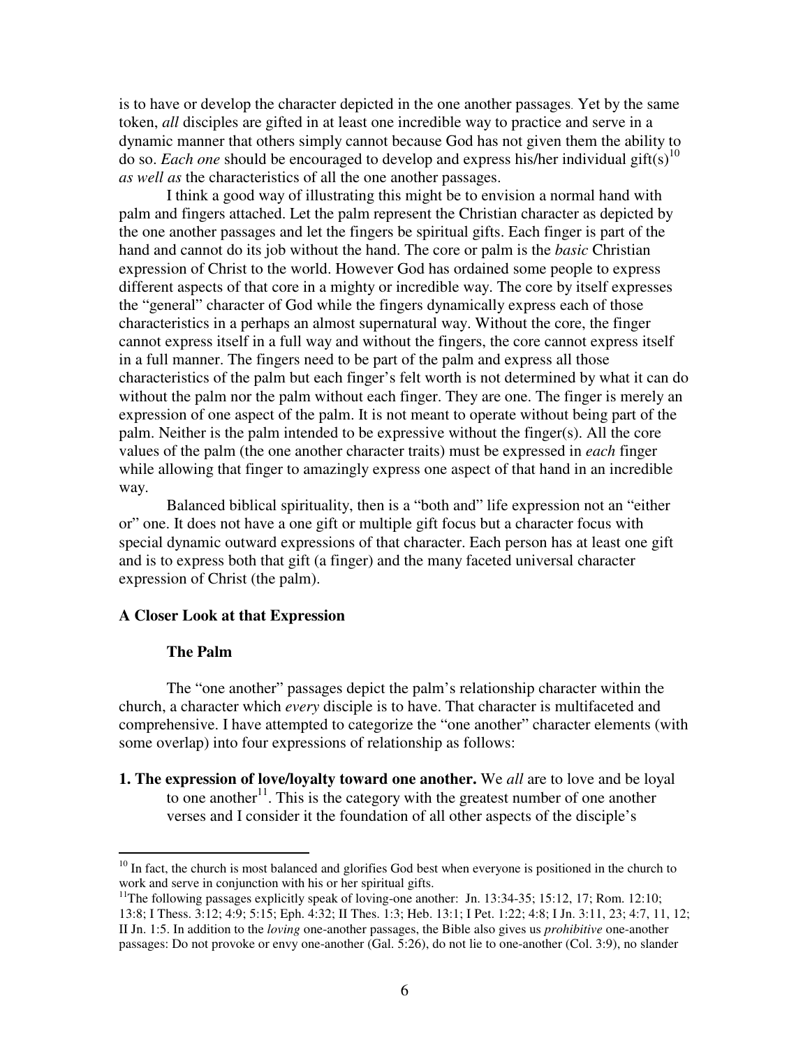is to have or develop the character depicted in the one another passages. Yet by the same token, *all* disciples are gifted in at least one incredible way to practice and serve in a dynamic manner that others simply cannot because God has not given them the ability to do so. *Each one* should be encouraged to develop and express his/her individual gift(s)[10] *as well as* the characteristics of all the one another passages.

I think a good way of illustrating this might be to envision a normal hand with palm and fingers attached. Let the palm represent the Christian character as depicted by the one another passages and let the fingers be spiritual gifts. Each finger is part of the hand and cannot do its job without the hand. The core or palm is the *basic* Christian expression of Christ to the world. However God has ordained some people to express different aspects of that core in a mighty or incredible way. The core by itself expresses the "general" character of God while the fingers dynamically express each of those characteristics in a perhaps an almost supernatural way. Without the core, the finger cannot express itself in a full way and without the fingers, the core cannot express itself in a full manner. The fingers need to be part of the palm and express all those characteristics of the palm but each finger's felt worth is not determined by what it can do without the palm nor the palm without each finger. They are one. The finger is merely an expression of one aspect of the palm. It is not meant to operate without being part of the palm. Neither is the palm intended to be expressive without the finger(s). All the core values of the palm (the one another character traits) must be expressed in *each* finger while allowing that finger to amazingly express one aspect of that hand in an incredible way.

Balanced biblical spirituality, then is a "both and" life expression not an "either or" one. It does not have a one gift or multiple gift focus but a character focus with special dynamic outward expressions of that character. Each person has at least one gift and is to express both that gift (a finger) and the many faceted universal character expression of Christ (the palm).

**A Closer Look at that Expression**

**The Palm**

The "one another" passages depict the palm's relationship character within the church, a character which *every* disciple is to have. That character is multifaceted and comprehensive. I have attempted to categorize the "one another" character elements (with some overlap) into four expressions of relationship as follows:

**1. The expression of love/loyalty toward one another.** We *all* are to love and be loyal to one another[11]. This is the category with the greatest number of one another verses and I consider it the foundation of all other aspects of the disciple's

---

[10] In fact, the church is most balanced and glorifies God best when everyone is positioned in the church to work and serve in conjunction with his or her spiritual gifts.

[11] The following passages explicitly speak of loving-one another: Jn. 13:34-35; 15:12, 17; Rom. 12:10; 13:8; I Thess. 3:12; 4:9; 5:15; Eph. 4:32; II Thes. 1:3; Heb. 13:1; I Pet. 1:22; 4:8; I Jn. 3:11, 23; 4:7, 11, 12; II Jn. 1:5. In addition to the *loving* one-another passages, the Bible also gives us *prohibitive* one-another passages: Do not provoke or envy one-another (Gal. 5:26), do not lie to one-another (Col. 3:9), no slander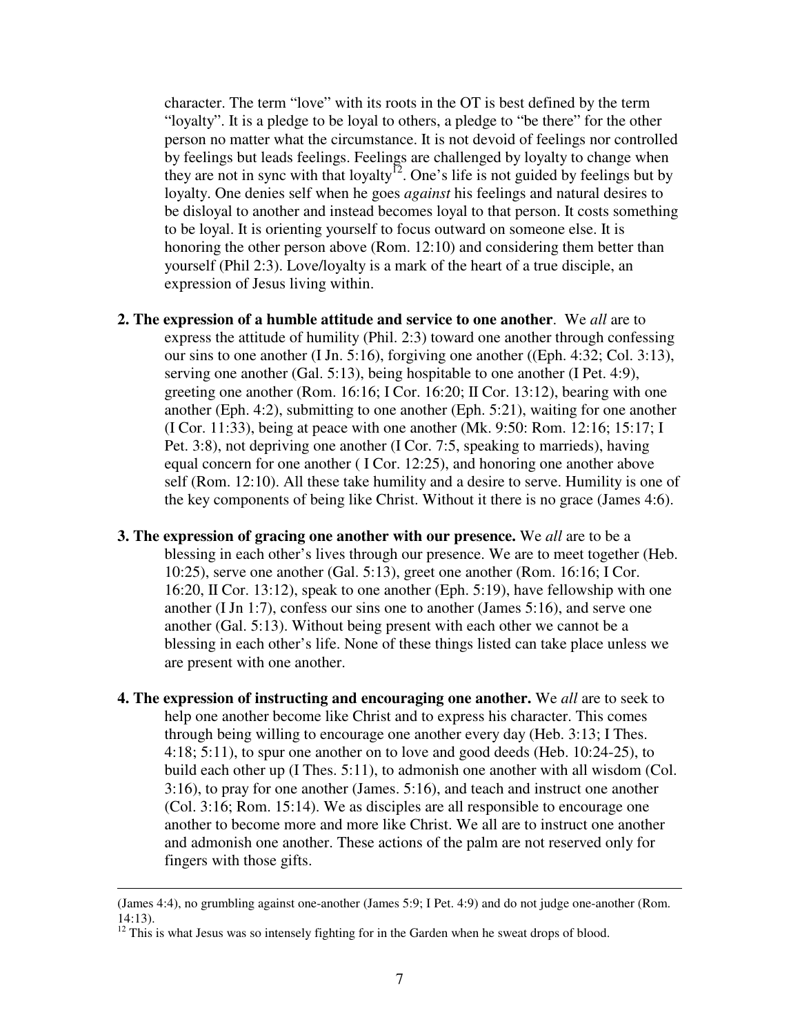character. The term "love" with its roots in the OT is best defined by the term "loyalty". It is a pledge to be loyal to others, a pledge to "be there" for the other person no matter what the circumstance. It is not devoid of feelings nor controlled by feelings but leads feelings. Feelings are challenged by loyalty to change when they are not in sync with that loyalty[12]. One's life is not guided by feelings but by loyalty. One denies self when he goes *against* his feelings and natural desires to be disloyal to another and instead becomes loyal to that person. It costs something to be loyal. It is orienting yourself to focus outward on someone else. It is honoring the other person above (Rom. 12:10) and considering them better than yourself (Phil 2:3). Love/loyalty is a mark of the heart of a true disciple, an expression of Jesus living within.

**2. The expression of a humble attitude and service to one another**. We *all* are to express the attitude of humility (Phil. 2:3) toward one another through confessing our sins to one another (I Jn. 5:16), forgiving one another ((Eph. 4:32; Col. 3:13), serving one another (Gal. 5:13), being hospitable to one another (I Pet. 4:9), greeting one another (Rom. 16:16; I Cor. 16:20; II Cor. 13:12), bearing with one another (Eph. 4:2), submitting to one another (Eph. 5:21), waiting for one another (I Cor. 11:33), being at peace with one another (Mk. 9:50: Rom. 12:16; 15:17; I Pet. 3:8), not depriving one another (I Cor. 7:5, speaking to marrieds), having equal concern for one another ( I Cor. 12:25), and honoring one another above self (Rom. 12:10). All these take humility and a desire to serve. Humility is one of the key components of being like Christ. Without it there is no grace (James 4:6).

**3. The expression of gracing one another with our presence.** We *all* are to be a blessing in each other's lives through our presence. We are to meet together (Heb. 10:25), serve one another (Gal. 5:13), greet one another (Rom. 16:16; I Cor. 16:20, II Cor. 13:12), speak to one another (Eph. 5:19), have fellowship with one another (I Jn 1:7), confess our sins one to another (James 5:16), and serve one another (Gal. 5:13). Without being present with each other we cannot be a blessing in each other's life. None of these things listed can take place unless we are present with one another.

**4. The expression of instructing and encouraging one another.** We *all* are to seek to help one another become like Christ and to express his character. This comes through being willing to encourage one another every day (Heb. 3:13; I Thes. 4:18; 5:11), to spur one another on to love and good deeds (Heb. 10:24-25), to build each other up (I Thes. 5:11), to admonish one another with all wisdom (Col. 3:16), to pray for one another (James. 5:16), and teach and instruct one another (Col. 3:16; Rom. 15:14). We as disciples are all responsible to encourage one another to become more and more like Christ. We all are to instruct one another and admonish one another. These actions of the palm are not reserved only for fingers with those gifts.

---

(James 4:4), no grumbling against one-another (James 5:9; I Pet. 4:9) and do not judge one-another (Rom. 14:13).

[12] This is what Jesus was so intensely fighting for in the Garden when he sweat drops of blood.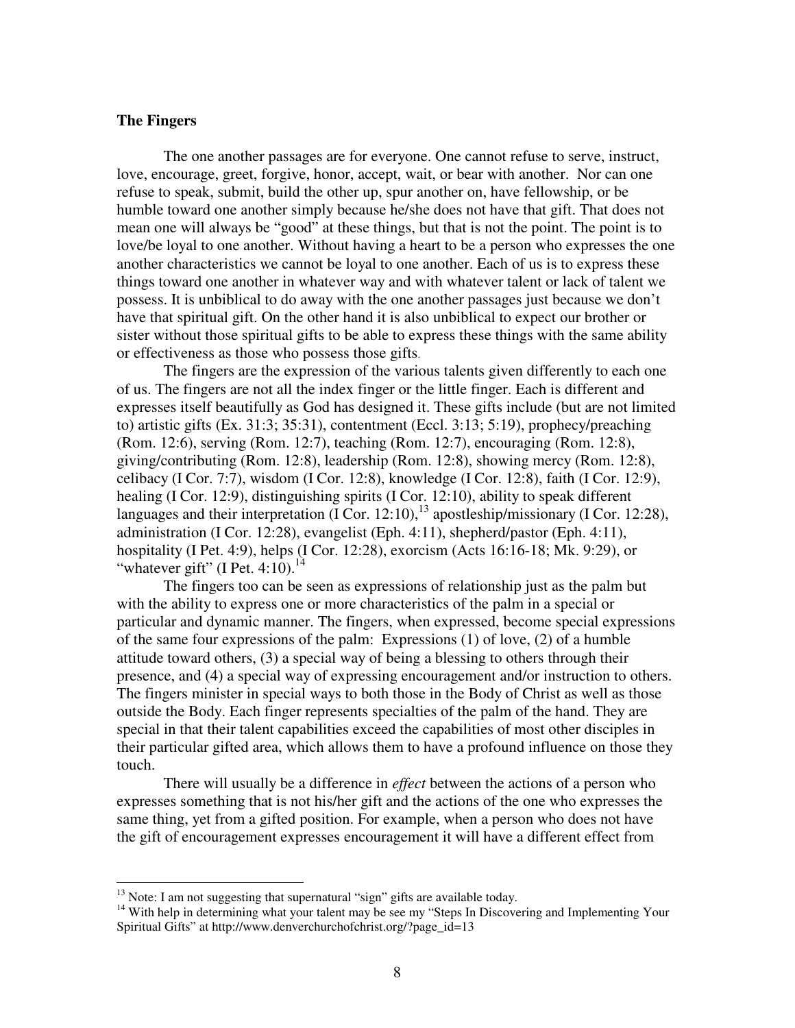**The Fingers**

The one another passages are for everyone. One cannot refuse to serve, instruct, love, encourage, greet, forgive, honor, accept, wait, or bear with another. Nor can one refuse to speak, submit, build the other up, spur another on, have fellowship, or be humble toward one another simply because he/she does not have that gift. That does not mean one will always be "good" at these things, but that is not the point. The point is to love/be loyal to one another. Without having a heart to be a person who expresses the one another characteristics we cannot be loyal to one another. Each of us is to express these things toward one another in whatever way and with whatever talent or lack of talent we possess. It is unbiblical to do away with the one another passages just because we don't have that spiritual gift. On the other hand it is also unbiblical to expect our brother or sister without those spiritual gifts to be able to express these things with the same ability or effectiveness as those who possess those gifts.

The fingers are the expression of the various talents given differently to each one of us. The fingers are not all the index finger or the little finger. Each is different and expresses itself beautifully as God has designed it. These gifts include (but are not limited to) artistic gifts (Ex. 31:3; 35:31), contentment (Eccl. 3:13; 5:19), prophecy/preaching (Rom. 12:6), serving (Rom. 12:7), teaching (Rom. 12:7), encouraging (Rom. 12:8), giving/contributing (Rom. 12:8), leadership (Rom. 12:8), showing mercy (Rom. 12:8), celibacy (I Cor. 7:7), wisdom (I Cor. 12:8), knowledge (I Cor. 12:8), faith (I Cor. 12:9), healing (I Cor. 12:9), distinguishing spirits (I Cor. 12:10), ability to speak different languages and their interpretation (I Cor. 12:10),[13] apostleship/missionary (I Cor. 12:28), administration (I Cor. 12:28), evangelist (Eph. 4:11), shepherd/pastor (Eph. 4:11), hospitality (I Pet. 4:9), helps (I Cor. 12:28), exorcism (Acts 16:16-18; Mk. 9:29), or "whatever gift" (I Pet. 4:10).[14]

The fingers too can be seen as expressions of relationship just as the palm but with the ability to express one or more characteristics of the palm in a special or particular and dynamic manner. The fingers, when expressed, become special expressions of the same four expressions of the palm: Expressions (1) of love, (2) of a humble attitude toward others, (3) a special way of being a blessing to others through their presence, and (4) a special way of expressing encouragement and/or instruction to others. The fingers minister in special ways to both those in the Body of Christ as well as those outside the Body. Each finger represents specialties of the palm of the hand. They are special in that their talent capabilities exceed the capabilities of most other disciples in their particular gifted area, which allows them to have a profound influence on those they touch.

There will usually be a difference in *effect* between the actions of a person who expresses something that is not his/her gift and the actions of the one who expresses the same thing, yet from a gifted position. For example, when a person who does not have the gift of encouragement expresses encouragement it will have a different effect from

---

[13] Note: I am not suggesting that supernatural "sign" gifts are available today.

[14] With help in determining what your talent may be see my "Steps In Discovering and Implementing Your Spiritual Gifts" at http://www.denverchurchofchrist.org/?page_id=13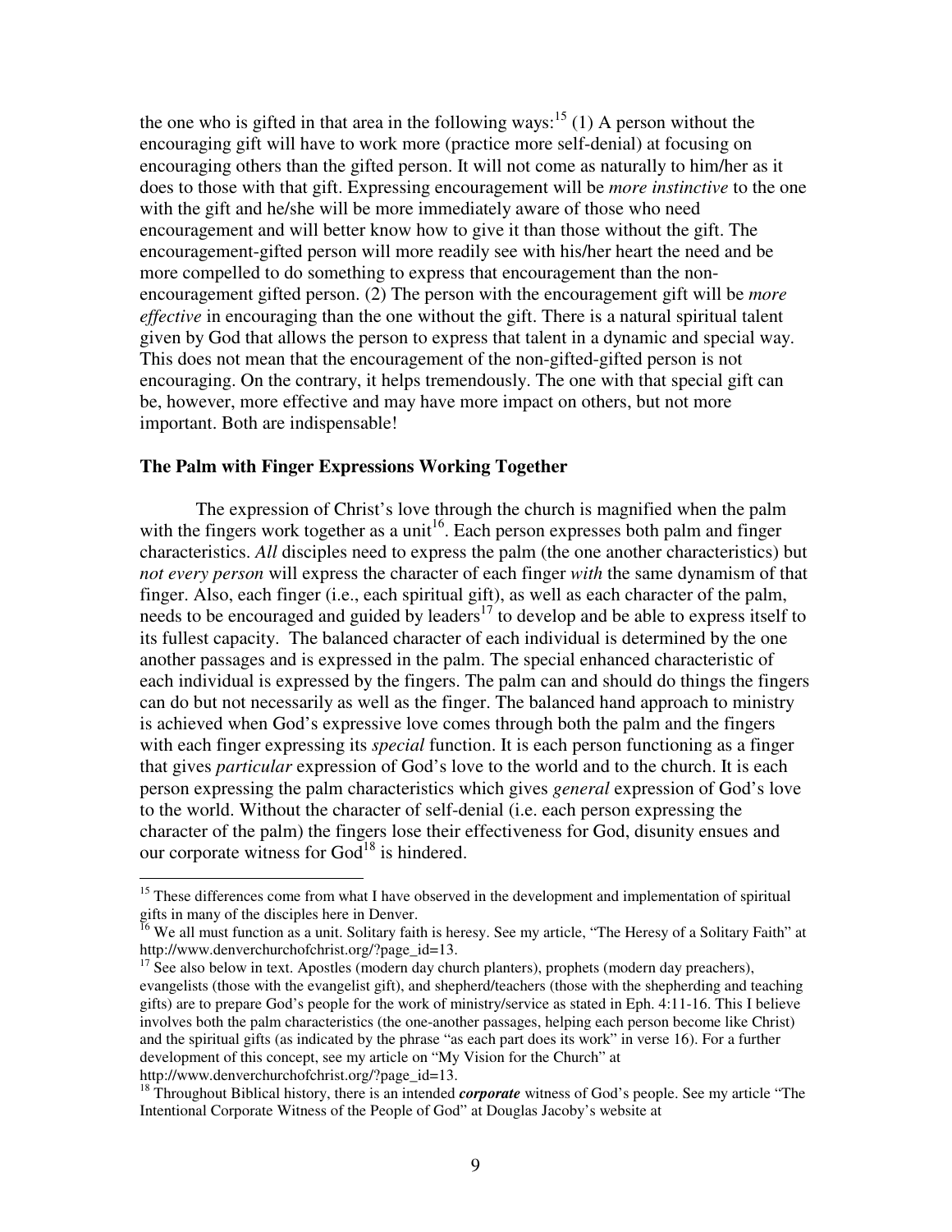the one who is gifted in that area in the following ways:[15] (1) A person without the encouraging gift will have to work more (practice more self-denial) at focusing on encouraging others than the gifted person. It will not come as naturally to him/her as it does to those with that gift. Expressing encouragement will be *more instinctive* to the one with the gift and he/she will be more immediately aware of those who need encouragement and will better know how to give it than those without the gift. The encouragement-gifted person will more readily see with his/her heart the need and be more compelled to do something to express that encouragement than the non-encouragement gifted person. (2) The person with the encouragement gift will be *more effective* in encouraging than the one without the gift. There is a natural spiritual talent given by God that allows the person to express that talent in a dynamic and special way. This does not mean that the encouragement of the non-gifted-gifted person is not encouraging. On the contrary, it helps tremendously. The one with that special gift can be, however, more effective and may have more impact on others, but not more important. Both are indispensable!

### The Palm with Finger Expressions Working Together

The expression of Christ's love through the church is magnified when the palm with the fingers work together as a unit[16]. Each person expresses both palm and finger characteristics. *All* disciples need to express the palm (the one another characteristics) but *not every person* will express the character of each finger *with* the same dynamism of that finger. Also, each finger (i.e., each spiritual gift), as well as each character of the palm, needs to be encouraged and guided by leaders[17] to develop and be able to express itself to its fullest capacity. The balanced character of each individual is determined by the one another passages and is expressed in the palm. The special enhanced characteristic of each individual is expressed by the fingers. The palm can and should do things the fingers can do but not necessarily as well as the finger. The balanced hand approach to ministry is achieved when God's expressive love comes through both the palm and the fingers with each finger expressing its *special* function. It is each person functioning as a finger that gives *particular* expression of God's love to the world and to the church. It is each person expressing the palm characteristics which gives *general* expression of God's love to the world. Without the character of self-denial (i.e. each person expressing the character of the palm) the fingers lose their effectiveness for God, disunity ensues and our corporate witness for God[18] is hindered.

---

[15] These differences come from what I have observed in the development and implementation of spiritual gifts in many of the disciples here in Denver.

[16] We all must function as a unit. Solitary faith is heresy. See my article, "The Heresy of a Solitary Faith" at http://www.denverchurchofchrist.org/?page_id=13.

[17] See also below in text. Apostles (modern day church planters), prophets (modern day preachers), evangelists (those with the evangelist gift), and shepherd/teachers (those with the shepherding and teaching gifts) are to prepare God's people for the work of ministry/service as stated in Eph. 4:11-16. This I believe involves both the palm characteristics (the one-another passages, helping each person become like Christ) and the spiritual gifts (as indicated by the phrase "as each part does its work" in verse 16). For a further development of this concept, see my article on "My Vision for the Church" at http://www.denverchurchofchrist.org/?page_id=13.

[18] Throughout Biblical history, there is an intended ***corporate*** witness of God's people. See my article "The Intentional Corporate Witness of the People of God" at Douglas Jacoby's website at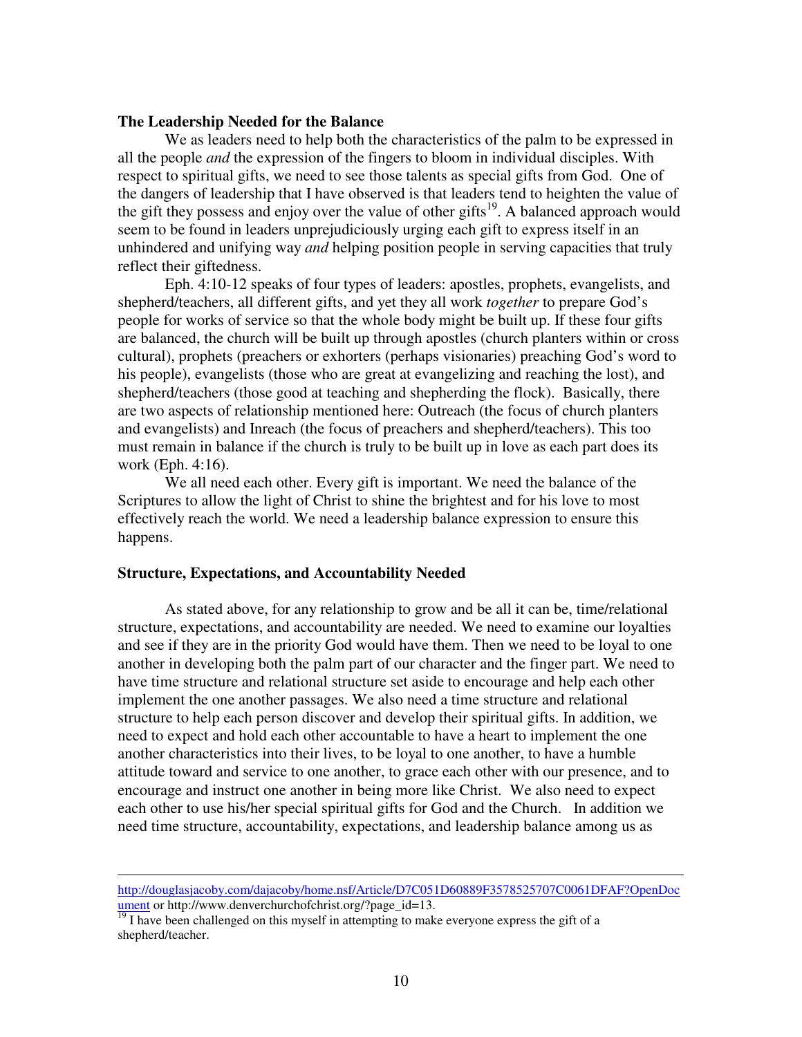**The Leadership Needed for the Balance**

We as leaders need to help both the characteristics of the palm to be expressed in all the people *and* the expression of the fingers to bloom in individual disciples. With respect to spiritual gifts, we need to see those talents as special gifts from God. One of the dangers of leadership that I have observed is that leaders tend to heighten the value of the gift they possess and enjoy over the value of other gifts[19]. A balanced approach would seem to be found in leaders unprejudiciously urging each gift to express itself in an unhindered and unifying way *and* helping position people in serving capacities that truly reflect their giftedness.

Eph. 4:10-12 speaks of four types of leaders: apostles, prophets, evangelists, and shepherd/teachers, all different gifts, and yet they all work *together* to prepare God's people for works of service so that the whole body might be built up. If these four gifts are balanced, the church will be built up through apostles (church planters within or cross cultural), prophets (preachers or exhorters (perhaps visionaries) preaching God's word to his people), evangelists (those who are great at evangelizing and reaching the lost), and shepherd/teachers (those good at teaching and shepherding the flock). Basically, there are two aspects of relationship mentioned here: Outreach (the focus of church planters and evangelists) and Inreach (the focus of preachers and shepherd/teachers). This too must remain in balance if the church is truly to be built up in love as each part does its work (Eph. 4:16).

We all need each other. Every gift is important. We need the balance of the Scriptures to allow the light of Christ to shine the brightest and for his love to most effectively reach the world. We need a leadership balance expression to ensure this happens.

**Structure, Expectations, and Accountability Needed**

As stated above, for any relationship to grow and be all it can be, time/relational structure, expectations, and accountability are needed. We need to examine our loyalties and see if they are in the priority God would have them. Then we need to be loyal to one another in developing both the palm part of our character and the finger part. We need to have time structure and relational structure set aside to encourage and help each other implement the one another passages. We also need a time structure and relational structure to help each person discover and develop their spiritual gifts. In addition, we need to expect and hold each other accountable to have a heart to implement the one another characteristics into their lives, to be loyal to one another, to have a humble attitude toward and service to one another, to grace each other with our presence, and to encourage and instruct one another in being more like Christ. We also need to expect each other to use his/her special spiritual gifts for God and the Church. In addition we need time structure, accountability, expectations, and leadership balance among us as

---

http://douglasjacoby.com/dajacoby/home.nsf/Article/D7C051D60889F3578525707C0061DFAF?OpenDocument or http://www.denverchurchofchrist.org/?page_id=13.

[19] I have been challenged on this myself in attempting to make everyone express the gift of a shepherd/teacher.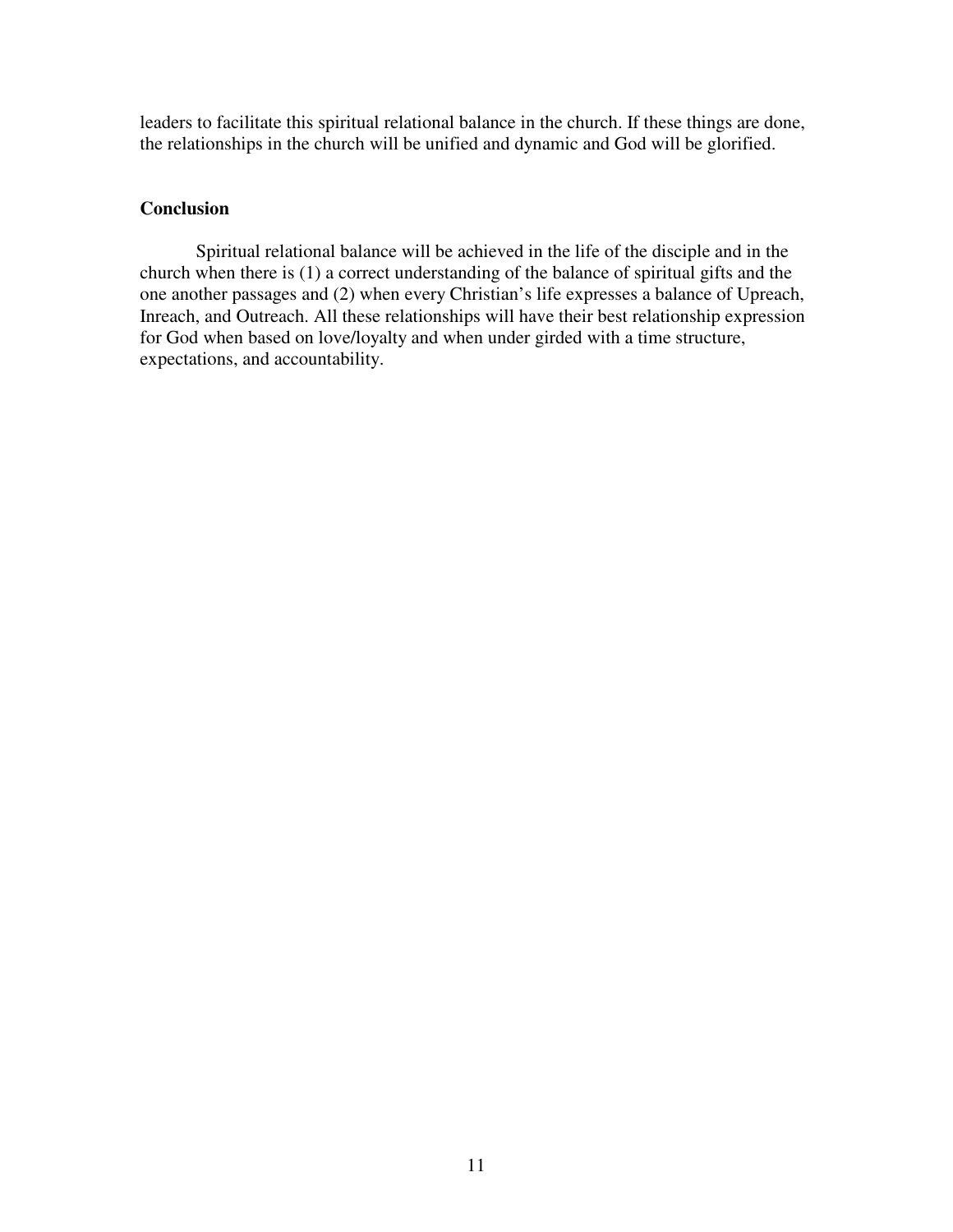leaders to facilitate this spiritual relational balance in the church. If these things are done, the relationships in the church will be unified and dynamic and God will be glorified.

**Conclusion**

Spiritual relational balance will be achieved in the life of the disciple and in the church when there is (1) a correct understanding of the balance of spiritual gifts and the one another passages and (2) when every Christian's life expresses a balance of Upreach, Inreach, and Outreach. All these relationships will have their best relationship expression for God when based on love/loyalty and when under girded with a time structure, expectations, and accountability.